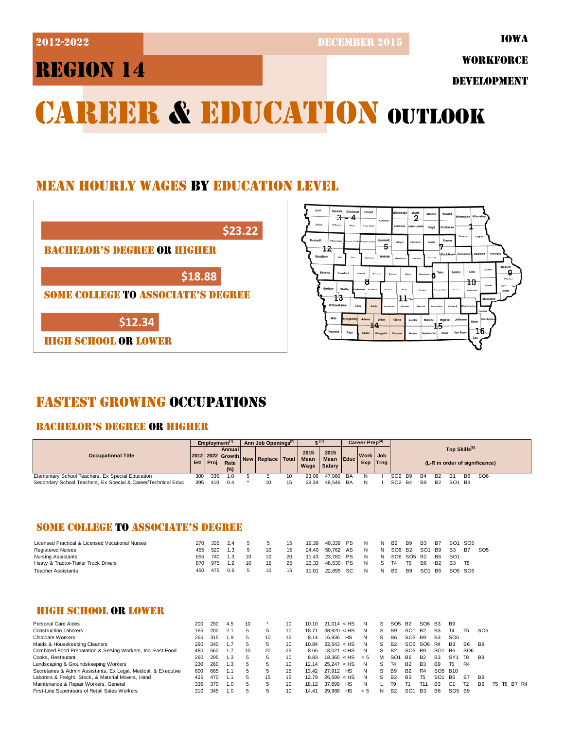2012-2022 DECEMBER 2015

IOWA WORKFORCE DEVELOPMENT

# REGION 14

# CAREER & EDUCATION OUTLOOK

## MEAN HOURLY WAGES BY EDUCATION LEVEL

**BACHELOR'S DEGREE OR HIGHER**: $23.22

**SOME COLLEGE TO ASSOCIATE'S DEGREE**: $18.88

**HIGH SCHOOL OR LOWER**: $12.34

## FASTEST GROWING OCCUPATIONS

### BACHELOR'S DEGREE OR HIGHER

| Occupational Title | Employment[1] 2012 Est | 2022 Proj | Annual Growth Rate (%) | Ann Job Openings[2] New | Replace | Total | $[3] 2015 Mean Wage | 2015 Mean Salary | Educ | Career Prep[4] Work Exp | Job Trng | Top Skills[5] (L-R in order of significance) |
|---|---|---|---|---|---|---|---|---|---|---|---|---|
| Elementary School Teachers, Ex Special Education | 300 | 335 | 1.0 | 5 | 5 | 10 | 23.06 | 47,960 | BA | N | I | SO2 B9 B4 B2 B1 B6 SO6 |
| Secondary School Teachers, Ex Special & Career/Technical Educ | 395 | 410 | 0.4 | * | 10 | 15 | 23.34 | 48,546 | BA | N | I | SO2 B4 B9 B2 SO1 B3 |

### SOME COLLEGE TO ASSOCIATE'S DEGREE

| Occupational Title | Employment[1] 2012 Est | 2022 Proj | Annual Growth Rate (%) | Ann Job Openings[2] New | Replace | Total | $[3] 2015 Mean Wage | 2015 Mean Salary | Educ | Career Prep[4] Work Exp | Job Trng | Top Skills[5] (L-R in order of significance) |
|---|---|---|---|---|---|---|---|---|---|---|---|---|
| Licensed Practical & Licensed Vocational Nurses | 270 | 335 | 2.4 | 5 | 5 | 15 | 19.39 | 40,339 | PS | N | N | B2 B9 B3 B7 SO1 SO5 |
| Registered Nurses | 455 | 520 | 1.3 | 5 | 10 | 15 | 24.40 | 50,762 | AS | N | N | SO6 B2 SO1 B9 B3 B7 SO5 |
| Nursing Assistants | 655 | 740 | 1.3 | 10 | 10 | 20 | 11.43 | 23,780 | PS | N | N | SO6 SO5 B2 B6 SO1 |
| Heavy & Tractor-Trailer Truck Drivers | 870 | 975 | 1.2 | 10 | 15 | 25 | 23.33 | 48,530 | PS | N | S | T4 T5 B6 B2 B3 T8 |
| Teacher Assistants | 450 | 475 | 0.6 | 5 | 10 | 15 | 11.01 | 22,895 | SC | N | N | B2 B9 SO1 B6 SO5 SO6 |

### HIGH SCHOOL OR LOWER

| Occupational Title | Employment[1] 2012 Est | 2022 Proj | Annual Growth Rate (%) | Ann Job Openings[2] New | Replace | Total | $[3] 2015 Mean Wage | 2015 Mean Salary | Educ | Career Prep[4] Work Exp | Job Trng | Top Skills[5] (L-R in order of significance) |
|---|---|---|---|---|---|---|---|---|---|---|---|---|
| Personal Care Aides | 200 | 290 | 4.5 | 10 | * | 10 | 10.10 | 21,014 | < HS | N | S | SO5 B2 SO6 B3 B9 |
| Construction Laborers | 165 | 200 | 2.1 | 5 | 5 | 10 | 18.71 | 38,920 | < HS | N | S | B9 SO1 B2 B3 T4 T5 SO6 |
| Childcare Workers | 265 | 315 | 1.9 | 5 | 10 | 15 | 8.14 | 16,936 | HS | N | S | B6 SO5 B9 B3 SO6 |
| Maids & Housekeeping Cleaners | 290 | 340 | 1.7 | 5 | 5 | 10 | 10.84 | 22,543 | < HS | N | S | B2 SO5 SO6 R4 B3 B6 B9 |
| Combined Food Preparation & Serving Workers, Incl Fast Food | 480 | 560 | 1.7 | 10 | 20 | 25 | 8.66 | 18,021 | < HS | N | S | B2 SO5 B9 SO1 B6 SO6 |
| Cooks, Restaurant | 260 | 295 | 1.3 | 5 | 5 | 10 | 8.83 | 18,365 | < HS | < 5 | M | SO1 B6 B2 B3 SY1 T8 B9 |
| Landscaping & Groundskeeping Workers | 230 | 260 | 1.3 | 5 | 5 | 10 | 12.14 | 25,247 | < HS | N | S | T4 B2 B3 B9 T5 R4 |
| Secretaries & Admin Assistants, Ex Legal, Medical, & Executive | 600 | 665 | 1.1 | 5 | 5 | 15 | 13.42 | 27,912 | HS | N | S | B9 B2 R4 SO5 B10 |
| Laborers & Freight, Stock, & Material Movers, Hand | 425 | 470 | 1.1 | 5 | 15 | 15 | 12.79 | 26,599 | < HS | N | S | B2 B3 T5 SO1 B6 B7 B9 |
| Maintenance & Repair Workers, General | 335 | 370 | 1.0 | 5 | 5 | 10 | 18.12 | 37,699 | HS | N | L | T9 T1 T11 B3 C1 T2 B6 T5 T8 B7 R4 |
| First-Line Supervisors of Retail Sales Workers | 310 | 345 | 1.0 | 5 | 5 | 10 | 14.41 | 29,968 | HS | < 5 | N | B2 SO1 B3 B6 SO5 B9 |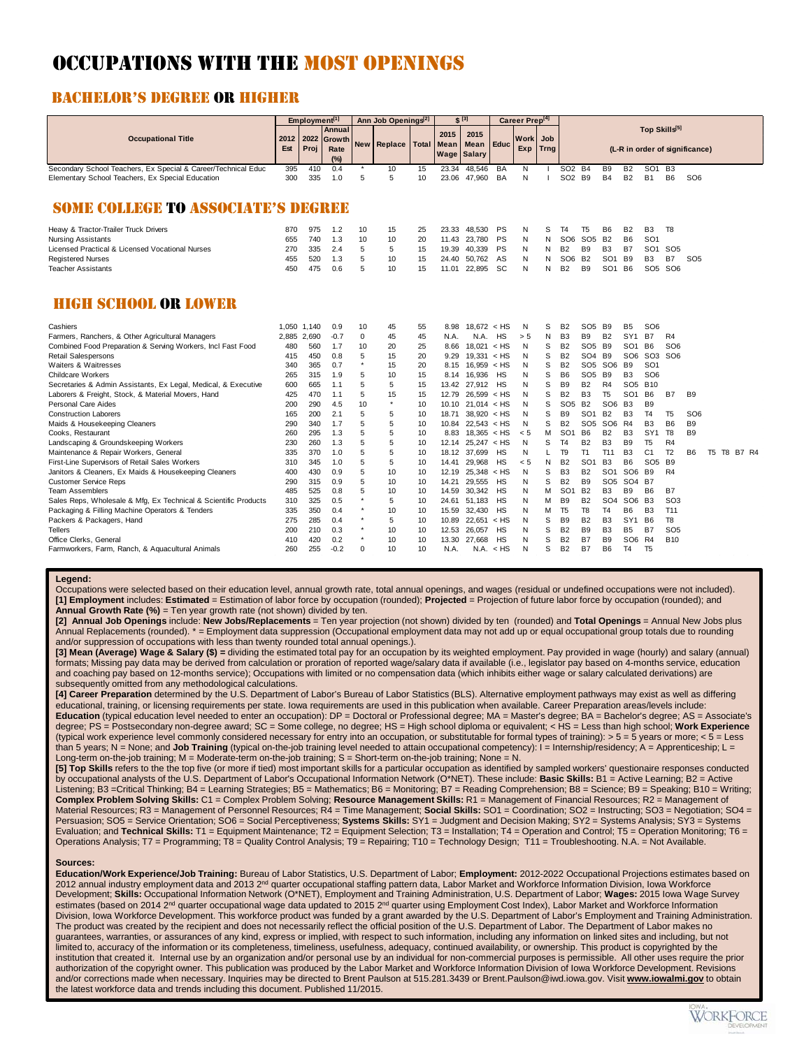# OCCUPATIONS WITH THE MOST OPENINGS

## BACHELOR'S DEGREE OR HIGHER

| Occupational Title | Employment[1] | | | Ann Job Openings[2] | | | $ [3] | | Career Prep[4] | | | Top Skills[5] |
|---|---|---|---|---|---|---|---|---|---|---|---|---|
| | 2012 Est | 2022 Proj | Annual Growth Rate (%) | New | Replace | Total | 2015 Mean Wage | 2015 Mean Salary | Educ | Work Exp | Job Trng | (L-R in order of significance) |
| Secondary School Teachers, Ex Special & Career/Technical Educ | 395 | 410 | 0.4 | * | 10 | 15 | 23.34 | 48,546 | BA | N | I | SO2 B4 B9 B2 SO1 B3 |
| Elementary School Teachers, Ex Special Education | 300 | 335 | 1.0 | 5 | 5 | 10 | 23.06 | 47,960 | BA | N | I | SO2 B9 B4 B2 B1 B6 SO6 |

## SOME COLLEGE TO ASSOCIATE'S DEGREE

| Occupational Title | 2012 Est | 2022 Proj | Annual Growth Rate (%) | New | Replace | Total | 2015 Mean Wage | 2015 Mean Salary | Educ | Work Exp | Job Trng | Top Skills |
|---|---|---|---|---|---|---|---|---|---|---|---|---|
| Heavy & Tractor-Trailer Truck Drivers | 870 | 975 | 1.2 | 10 | 15 | 25 | 23.33 | 48,530 | PS | N | S | T4 T5 B6 B2 B3 T8 |
| Nursing Assistants | 655 | 740 | 1.3 | 10 | 10 | 20 | 11.43 | 23,780 | PS | N | N | SO6 SO5 B2 B6 SO1 |
| Licensed Practical & Licensed Vocational Nurses | 270 | 335 | 2.4 | 5 | 5 | 15 | 19.39 | 40,339 | PS | N | N | B2 B9 B3 B7 SO1 SO5 |
| Registered Nurses | 455 | 520 | 1.3 | 5 | 10 | 15 | 24.40 | 50,762 | AS | N | N | SO6 B2 SO1 B9 B3 B7 SO5 |
| Teacher Assistants | 450 | 475 | 0.6 | 5 | 10 | 15 | 11.01 | 22,895 | SC | N | N | B2 B9 SO1 B6 SO5 SO6 |

## HIGH SCHOOL OR LOWER

| Occupational Title | 2012 Est | 2022 Proj | Annual Growth Rate (%) | New | Replace | Total | 2015 Mean Wage | 2015 Mean Salary | Educ | Work Exp | Job Trng | Top Skills |
|---|---|---|---|---|---|---|---|---|---|---|---|---|
| Cashiers | 1,050 | 1,140 | 0.9 | 10 | 45 | 55 | 8.98 | 18,672 | < HS | N | S | B2 SO5 B9 B5 SO6 |
| Farmers, Ranchers, & Other Agricultural Managers | 2,885 | 2,690 | -0.7 | 0 | 45 | 45 | N.A. | N.A. | HS | > 5 | N | B3 B9 B2 SY1 B7 R4 |
| Combined Food Preparation & Serving Workers, Incl Fast Food | 480 | 560 | 1.7 | 10 | 20 | 25 | 8.66 | 18,021 | < HS | N | S | B2 SO5 B9 SO1 B6 SO6 |
| Retail Salespersons | 415 | 450 | 0.8 | 5 | 15 | 20 | 9.29 | 19,331 | < HS | N | S | B2 SO4 B9 SO6 SO3 SO6 |
| Waiters & Waitresses | 340 | 365 | 0.7 | * | 15 | 20 | 8.15 | 16,959 | < HS | N | S | B2 SO5 SO6 B9 SO1 |
| Childcare Workers | 265 | 315 | 1.9 | 5 | 10 | 15 | 8.14 | 16,936 | HS | N | S | B6 SO5 B9 B3 SO6 |
| Secretaries & Admin Assistants, Ex Legal, Medical, & Executive | 600 | 665 | 1.1 | 5 | 5 | 15 | 13.42 | 27,912 | HS | N | S | B9 B2 R4 SO5 B10 |
| Laborers & Freight, Stock, & Material Movers, Hand | 425 | 470 | 1.1 | 5 | 15 | 15 | 12.79 | 26,599 | < HS | N | S | B2 B3 T5 SO1 B6 B7 B9 |
| Personal Care Aides | 200 | 290 | 4.5 | 10 | * | 10 | 10.10 | 21,014 | < HS | N | S | SO5 B2 SO6 B3 B9 |
| Construction Laborers | 165 | 200 | 2.1 | 5 | 5 | 10 | 18.71 | 38,920 | < HS | N | S | B9 SO1 B2 B3 T4 T5 SO6 |
| Maids & Housekeeping Cleaners | 290 | 340 | 1.7 | 5 | 5 | 10 | 10.84 | 22,543 | < HS | N | S | B2 SO5 SO6 R4 B3 B6 B9 |
| Cooks, Restaurant | 260 | 295 | 1.3 | 5 | 5 | 10 | 8.83 | 18,365 | < HS | < 5 | M | SO1 B6 B2 B3 SY1 T8 B9 |
| Landscaping & Groundskeeping Workers | 230 | 260 | 1.3 | 5 | 5 | 10 | 12.14 | 25,247 | < HS | N | S | T4 B2 B3 B9 T5 R4 |
| Maintenance & Repair Workers, General | 335 | 370 | 1.0 | 5 | 5 | 10 | 18.12 | 37,699 | HS | N | L | T9 T1 T11 B3 C1 T2 B6 T5 T8 B7 R4 |
| First-Line Supervisors of Retail Sales Workers | 310 | 345 | 1.0 | 5 | 5 | 10 | 14.41 | 29,968 | HS | < 5 | N | B2 SO1 B3 B6 SO5 B9 |
| Janitors & Cleaners, Ex Maids & Housekeeping Cleaners | 400 | 430 | 0.9 | 5 | 10 | 10 | 12.19 | 25,348 | < HS | N | S | B3 B2 SO1 SO6 B9 R4 |
| Customer Service Reps | 290 | 315 | 0.9 | 5 | 10 | 10 | 14.21 | 29,555 | HS | N | S | B2 B9 SO5 SO4 B7 |
| Team Assemblers | 485 | 525 | 0.8 | 5 | 10 | 10 | 14.59 | 30,342 | HS | N | M | SO1 B2 B3 B9 B6 B7 |
| Sales Reps, Wholesale & Mfg, Ex Technical & Scientific Products | 310 | 325 | 0.5 | * | 5 | 10 | 24.61 | 51,183 | HS | N | M | B9 B2 SO4 SO6 B3 SO3 |
| Packaging & Filling Machine Operators & Tenders | 335 | 350 | 0.4 | * | 10 | 10 | 15.59 | 32,430 | HS | N | M | T5 T8 T4 B6 B3 T11 |
| Packers & Packagers, Hand | 275 | 285 | 0.4 | * | 5 | 10 | 10.89 | 22,651 | < HS | N | S | B9 B2 B3 SY1 B6 T8 |
| Tellers | 200 | 210 | 0.3 | * | 10 | 10 | 12.53 | 26,057 | HS | N | S | B2 B9 B3 B5 B7 SO5 |
| Office Clerks, General | 410 | 420 | 0.2 | * | 10 | 10 | 13.30 | 27,668 | HS | N | S | B2 B7 B9 SO6 R4 B10 |
| Farmworkers, Farm, Ranch, & Aquacultural Animals | 260 | 255 | -0.2 | 0 | 10 | 10 | N.A. | N.A. | < HS | N | S | B2 B7 B6 T4 T5 |

**Legend:**

Occupations were selected based on their education level, annual growth rate, total annual openings, and wages (residual or undefined occupations were not included).
**[1] Employment** includes: **Estimated** = Estimation of labor force by occupation (rounded); **Projected** = Projection of future labor force by occupation (rounded); and **Annual Growth Rate (%)** = Ten year growth rate (not shown) divided by ten.
**[2] Annual Job Openings** include: **New Jobs/Replacements** = Ten year projection (not shown) divided by ten (rounded) and **Total Openings** = Annual New Jobs plus Annual Replacements (rounded). * = Employment data suppression (Occupational employment data may not add up or equal occupational group totals due to rounding and/or suppression of occupations with less than twenty rounded total annual openings.).
**[3] Mean (Average) Wage & Salary ($) =** dividing the estimated total pay for an occupation by its weighted employment. Pay provided in wage (hourly) and salary (annual) formats; Missing pay data may be derived from calculation or proration of reported wage/salary data if available (i.e., legislator pay based on 4-months service, education and coaching pay based on 12-months service); Occupations with limited or no compensation data (which inhibits either wage or salary calculated derivations) are subsequently omitted from any methodological calculations.
**[4] Career Preparation** determined by the U.S. Department of Labor's Bureau of Labor Statistics (BLS). Alternative employment pathways may exist as well as differing educational, training, or licensing requirements per state. Iowa requirements are used in this publication when available. Career Preparation areas/levels include: **Education** (typical education level needed to enter an occupation): DP = Doctoral or Professional degree; MA = Master's degree; BA = Bachelor's degree; AS = Associate's degree; PS = Postsecondary non-degree award; SC = Some college, no degree; HS = High school diploma or equivalent; < HS = Less than high school; **Work Experience** (typical work experience level commonly considered necessary for entry into an occupation, or substitutable for formal types of training): > 5 = 5 years or more; < 5 = Less than 5 years; N = None; and **Job Training** (typical on-the-job training level needed to attain occupational competency): I = Internship/residency; A = Apprenticeship; L = Long-term on-the-job training; M = Moderate-term on-the-job training; S = Short-term on-the-job training; None = N.
**[5] Top Skills** refers to the the top five (or more if tied) most important skills for a particular occupation as identified by sampled workers' questionnaire responses conducted by occupational analysts of the U.S. Department of Labor's Occupational Information Network (O*NET). These include: **Basic Skills:** B1 = Active Learning; B2 = Active Listening; B3 =Critical Thinking; B4 = Learning Strategies; B5 = Mathematics; B6 = Monitoring; B7 = Reading Comprehension; B8 = Science; B9 = Speaking; B10 = Writing; **Complex Problem Solving Skills:** C1 = Complex Problem Solving; **Resource Management Skills:** R1 = Management of Financial Resources; R2 = Management of Material Resources; R3 = Management of Personnel Resources; R4 = Time Management; **Social Skills:** SO1 = Coordination; SO2 = Instructing; SO3 = Negotiation; SO4 = Persuasion; SO5 = Service Orientation; SO6 = Social Perceptiveness; **Systems Skills:** SY1 = Judgment and Decision Making; SY2 = Systems Analysis; SY3 = Systems Evaluation; and **Technical Skills:** T1 = Equipment Maintenance; T2 = Equipment Selection; T3 = Installation; T4 = Operation and Control; T5 = Operation Monitoring; T6 = Operations Analysis; T7 = Programming; T8 = Quality Control Analysis; T9 = Repairing; T10 = Technology Design; T11 = Troubleshooting. N.A. = Not Available.

**Sources:**

**Education/Work Experience/Job Training:** Bureau of Labor Statistics, U.S. Department of Labor; **Employment:** 2012-2022 Occupational Projections estimates based on 2012 annual industry employment data and 2013 2nd quarter occupational staffing pattern data, Labor Market and Workforce Information Division, Iowa Workforce Development; **Skills:** Occupational Information Network (O*NET), Employment and Training Administration, U.S. Department of Labor; **Wages:** 2015 Iowa Wage Survey estimates (based on 2014 2nd quarter occupational wage data updated to 2015 2nd quarter using Employment Cost Index), Labor Market and Workforce Information Division, Iowa Workforce Development. This workforce product was funded by a grant awarded by the U.S. Department of Labor's Employment and Training Administration. The product was created by the recipient and does not necessarily reflect the official position of the U.S. Department of Labor. The Department of Labor makes no guarantees, warranties, or assurances of any kind, express or implied, with respect to such information, including any information on linked sites and including, but not limited to, accuracy of the information or its completeness, timeliness, usefulness, adequacy, continued availability, or ownership. This product is copyrighted by the institution that created it. Internal use by an organization and/or personal use by an individual for non-commercial purposes is permissible. All other uses require the prior authorization of the copyright owner. This publication was produced by the Labor Market and Workforce Information Division of Iowa Workforce Development. Revisions and/or corrections made when necessary. Inquiries may be directed to Brent Paulson at 515.281.3439 or Brent.Paulson@iwd.iowa.gov. Visit **www.iowalmi.gov** to obtain the latest workforce data and trends including this document. Published 11/2015.